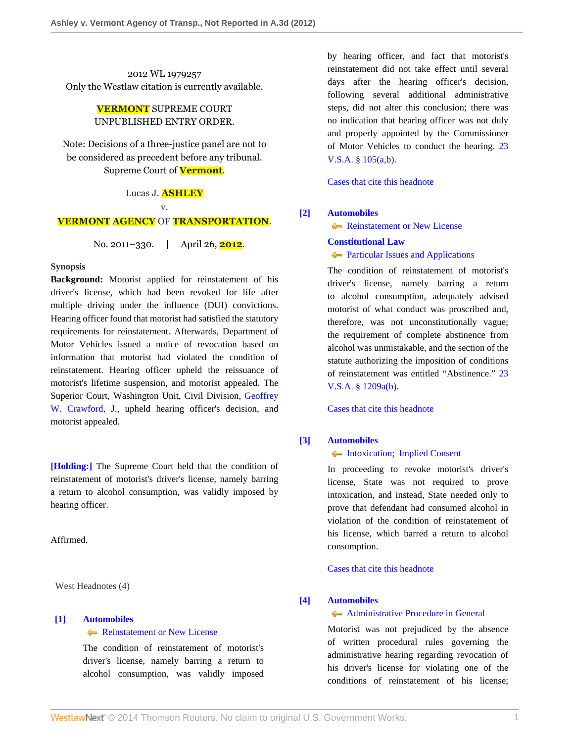2012 WL 1979257
Only the Westlaw citation is currently available.

VERMONT SUPREME COURT
UNPUBLISHED ENTRY ORDER.

Note: Decisions of a three-justice panel are not to be considered as precedent before any tribunal.
Supreme Court of Vermont.

Lucas J. ASHLEY
v.
VERMONT AGENCY OF TRANSPORTATION.

No. 2011–330. | April 26, 2012.

**Synopsis**

**Background:** Motorist applied for reinstatement of his driver's license, which had been revoked for life after multiple driving under the influence (DUI) convictions. Hearing officer found that motorist had satisfied the statutory requirements for reinstatement. Afterwards, Department of Motor Vehicles issued a notice of revocation based on information that motorist had violated the condition of reinstatement. Hearing officer upheld the reissuance of motorist's lifetime suspension, and motorist appealed. The Superior Court, Washington Unit, Civil Division, Geoffrey W. Crawford, J., upheld hearing officer's decision, and motorist appealed.

**[Holding:]** The Supreme Court held that the condition of reinstatement of motorist's driver's license, namely barring a return to alcohol consumption, was validly imposed by hearing officer.

Affirmed.

West Headnotes (4)

**[1]** **Automobiles**
Reinstatement or New License

The condition of reinstatement of motorist's driver's license, namely barring a return to alcohol consumption, was validly imposed by hearing officer, and fact that motorist's reinstatement did not take effect until several days after the hearing officer's decision, following several additional administrative steps, did not alter this conclusion; there was no indication that hearing officer was not duly and properly appointed by the Commissioner of Motor Vehicles to conduct the hearing. 23 V.S.A. § 105(a,b).

Cases that cite this headnote

**[2]** **Automobiles**
Reinstatement or New License
**Constitutional Law**
Particular Issues and Applications

The condition of reinstatement of motorist's driver's license, namely barring a return to alcohol consumption, adequately advised motorist of what conduct was proscribed and, therefore, was not unconstitutionally vague; the requirement of complete abstinence from alcohol was unmistakable, and the section of the statute authorizing the imposition of conditions of reinstatement was entitled "Abstinence." 23 V.S.A. § 1209a(b).

Cases that cite this headnote

**[3]** **Automobiles**
Intoxication; Implied Consent

In proceeding to revoke motorist's driver's license, State was not required to prove intoxication, and instead, State needed only to prove that defendant had consumed alcohol in violation of the condition of reinstatement of his license, which barred a return to alcohol consumption.

Cases that cite this headnote

**[4]** **Automobiles**
Administrative Procedure in General

Motorist was not prejudiced by the absence of written procedural rules governing the administrative hearing regarding revocation of his driver's license for violating one of the conditions of reinstatement of his license;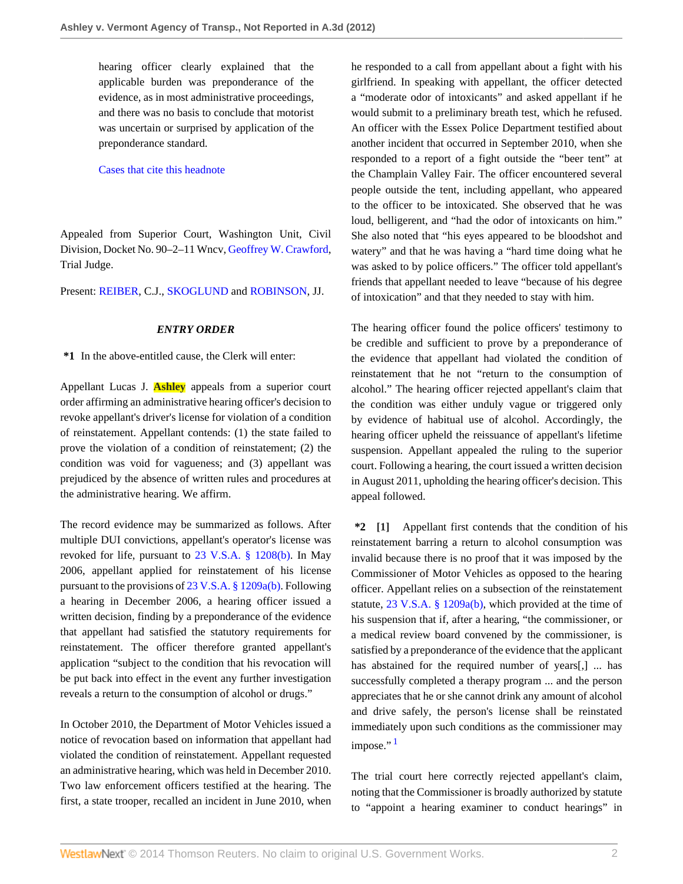hearing officer clearly explained that the applicable burden was preponderance of the evidence, as in most administrative proceedings, and there was no basis to conclude that motorist was uncertain or surprised by application of the preponderance standard.

Cases that cite this headnote

Appealed from Superior Court, Washington Unit, Civil Division, Docket No. 90–2–11 Wncv, Geoffrey W. Crawford, Trial Judge.

Present: REIBER, C.J., SKOGLUND and ROBINSON, JJ.

*ENTRY ORDER*

**\*1** In the above-entitled cause, the Clerk will enter:

Appellant Lucas J. Ashley appeals from a superior court order affirming an administrative hearing officer's decision to revoke appellant's driver's license for violation of a condition of reinstatement. Appellant contends: (1) the state failed to prove the violation of a condition of reinstatement; (2) the condition was void for vagueness; and (3) appellant was prejudiced by the absence of written rules and procedures at the administrative hearing. We affirm.

The record evidence may be summarized as follows. After multiple DUI convictions, appellant's operator's license was revoked for life, pursuant to 23 V.S.A. § 1208(b). In May 2006, appellant applied for reinstatement of his license pursuant to the provisions of 23 V.S.A. § 1209a(b). Following a hearing in December 2006, a hearing officer issued a written decision, finding by a preponderance of the evidence that appellant had satisfied the statutory requirements for reinstatement. The officer therefore granted appellant's application "subject to the condition that his revocation will be put back into effect in the event any further investigation reveals a return to the consumption of alcohol or drugs."

In October 2010, the Department of Motor Vehicles issued a notice of revocation based on information that appellant had violated the condition of reinstatement. Appellant requested an administrative hearing, which was held in December 2010. Two law enforcement officers testified at the hearing. The first, a state trooper, recalled an incident in June 2010, when he responded to a call from appellant about a fight with his girlfriend. In speaking with appellant, the officer detected a "moderate odor of intoxicants" and asked appellant if he would submit to a preliminary breath test, which he refused. An officer with the Essex Police Department testified about another incident that occurred in September 2010, when she responded to a report of a fight outside the "beer tent" at the Champlain Valley Fair. The officer encountered several people outside the tent, including appellant, who appeared to the officer to be intoxicated. She observed that he was loud, belligerent, and "had the odor of intoxicants on him." She also noted that "his eyes appeared to be bloodshot and watery" and that he was having a "hard time doing what he was asked to by police officers." The officer told appellant's friends that appellant needed to leave "because of his degree of intoxication" and that they needed to stay with him.

The hearing officer found the police officers' testimony to be credible and sufficient to prove by a preponderance of the evidence that appellant had violated the condition of reinstatement that he not "return to the consumption of alcohol." The hearing officer rejected appellant's claim that the condition was either unduly vague or triggered only by evidence of habitual use of alcohol. Accordingly, the hearing officer upheld the reissuance of appellant's lifetime suspension. Appellant appealed the ruling to the superior court. Following a hearing, the court issued a written decision in August 2011, upholding the hearing officer's decision. This appeal followed.

**\*2 [1]** Appellant first contends that the condition of his reinstatement barring a return to alcohol consumption was invalid because there is no proof that it was imposed by the Commissioner of Motor Vehicles as opposed to the hearing officer. Appellant relies on a subsection of the reinstatement statute, 23 V.S.A. § 1209a(b), which provided at the time of his suspension that if, after a hearing, "the commissioner, or a medical review board convened by the commissioner, is satisfied by a preponderance of the evidence that the applicant has abstained for the required number of years[,] ... has successfully completed a therapy program ... and the person appreciates that he or she cannot drink any amount of alcohol and drive safely, the person's license shall be reinstated immediately upon such conditions as the commissioner may impose." [1]

The trial court here correctly rejected appellant's claim, noting that the Commissioner is broadly authorized by statute to "appoint a hearing examiner to conduct hearings" in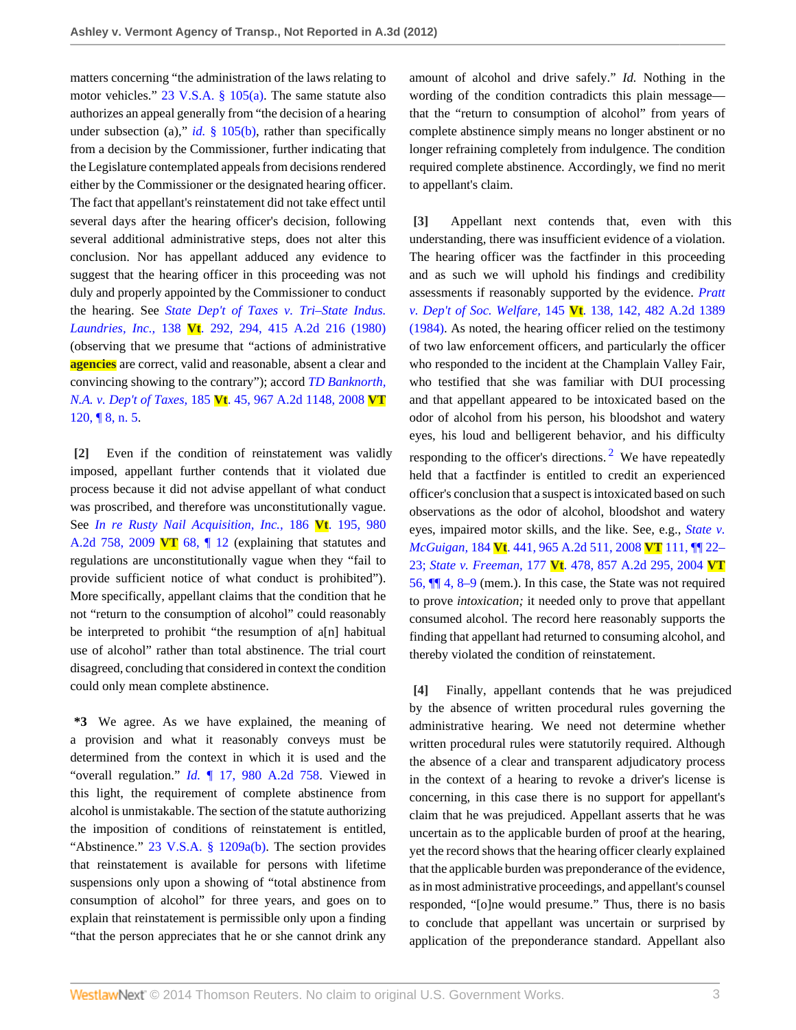matters concerning "the administration of the laws relating to motor vehicles." 23 V.S.A. § 105(a). The same statute also authorizes an appeal generally from "the decision of a hearing under subsection (a)," *id.* § 105(b), rather than specifically from a decision by the Commissioner, further indicating that the Legislature contemplated appeals from decisions rendered either by the Commissioner or the designated hearing officer. The fact that appellant's reinstatement did not take effect until several days after the hearing officer's decision, following several additional administrative steps, does not alter this conclusion. Nor has appellant adduced any evidence to suggest that the hearing officer in this proceeding was not duly and properly appointed by the Commissioner to conduct the hearing. See *State Dep't of Taxes v. Tri–State Indus. Laundries, Inc.,* 138 Vt. 292, 294, 415 A.2d 216 (1980) (observing that we presume that "actions of administrative **agencies** are correct, valid and reasonable, absent a clear and convincing showing to the contrary"); accord *TD Banknorth, N.A. v. Dep't of Taxes,* 185 Vt. 45, 967 A.2d 1148, 2008 VT 120, ¶ 8, n. 5.

**[2]** Even if the condition of reinstatement was validly imposed, appellant further contends that it violated due process because it did not advise appellant of what conduct was proscribed, and therefore was unconstitutionally vague. See *In re Rusty Nail Acquisition, Inc.,* 186 Vt. 195, 980 A.2d 758, 2009 VT 68, ¶ 12 (explaining that statutes and regulations are unconstitutionally vague when they "fail to provide sufficient notice of what conduct is prohibited"). More specifically, appellant claims that the condition that he not "return to the consumption of alcohol" could reasonably be interpreted to prohibit "the resumption of a[n] habitual use of alcohol" rather than total abstinence. The trial court disagreed, concluding that considered in context the condition could only mean complete abstinence.

**\*3** We agree. As we have explained, the meaning of a provision and what it reasonably conveys must be determined from the context in which it is used and the "overall regulation." *Id.* ¶ 17, 980 A.2d 758. Viewed in this light, the requirement of complete abstinence from alcohol is unmistakable. The section of the statute authorizing the imposition of conditions of reinstatement is entitled, "Abstinence." 23 V.S.A. § 1209a(b). The section provides that reinstatement is available for persons with lifetime suspensions only upon a showing of "total abstinence from consumption of alcohol" for three years, and goes on to explain that reinstatement is permissible only upon a finding "that the person appreciates that he or she cannot drink any amount of alcohol and drive safely." *Id.* Nothing in the wording of the condition contradicts this plain message—that the "return to consumption of alcohol" from years of complete abstinence simply means no longer abstinent or no longer refraining completely from indulgence. The condition required complete abstinence. Accordingly, we find no merit to appellant's claim.

**[3]** Appellant next contends that, even with this understanding, there was insufficient evidence of a violation. The hearing officer was the factfinder in this proceeding and as such we will uphold his findings and credibility assessments if reasonably supported by the evidence. *Pratt v. Dep't of Soc. Welfare,* 145 Vt. 138, 142, 482 A.2d 1389 (1984). As noted, the hearing officer relied on the testimony of two law enforcement officers, and particularly the officer who responded to the incident at the Champlain Valley Fair, who testified that she was familiar with DUI processing and that appellant appeared to be intoxicated based on the odor of alcohol from his person, his bloodshot and watery eyes, his loud and belligerent behavior, and his difficulty responding to the officer's directions.[2] We have repeatedly held that a factfinder is entitled to credit an experienced officer's conclusion that a suspect is intoxicated based on such observations as the odor of alcohol, bloodshot and watery eyes, impaired motor skills, and the like. See, e.g., *State v. McGuigan,* 184 Vt. 441, 965 A.2d 511, 2008 VT 111, ¶¶ 22–23; *State v. Freeman,* 177 Vt. 478, 857 A.2d 295, 2004 VT 56, ¶¶ 4, 8–9 (mem.). In this case, the State was not required to prove *intoxication;* it needed only to prove that appellant consumed alcohol. The record here reasonably supports the finding that appellant had returned to consuming alcohol, and thereby violated the condition of reinstatement.

**[4]** Finally, appellant contends that he was prejudiced by the absence of written procedural rules governing the administrative hearing. We need not determine whether written procedural rules were statutorily required. Although the absence of a clear and transparent adjudicatory process in the context of a hearing to revoke a driver's license is concerning, in this case there is no support for appellant's claim that he was prejudiced. Appellant asserts that he was uncertain as to the applicable burden of proof at the hearing, yet the record shows that the hearing officer clearly explained that the applicable burden was preponderance of the evidence, as in most administrative proceedings, and appellant's counsel responded, "[o]ne would presume." Thus, there is no basis to conclude that appellant was uncertain or surprised by application of the preponderance standard. Appellant also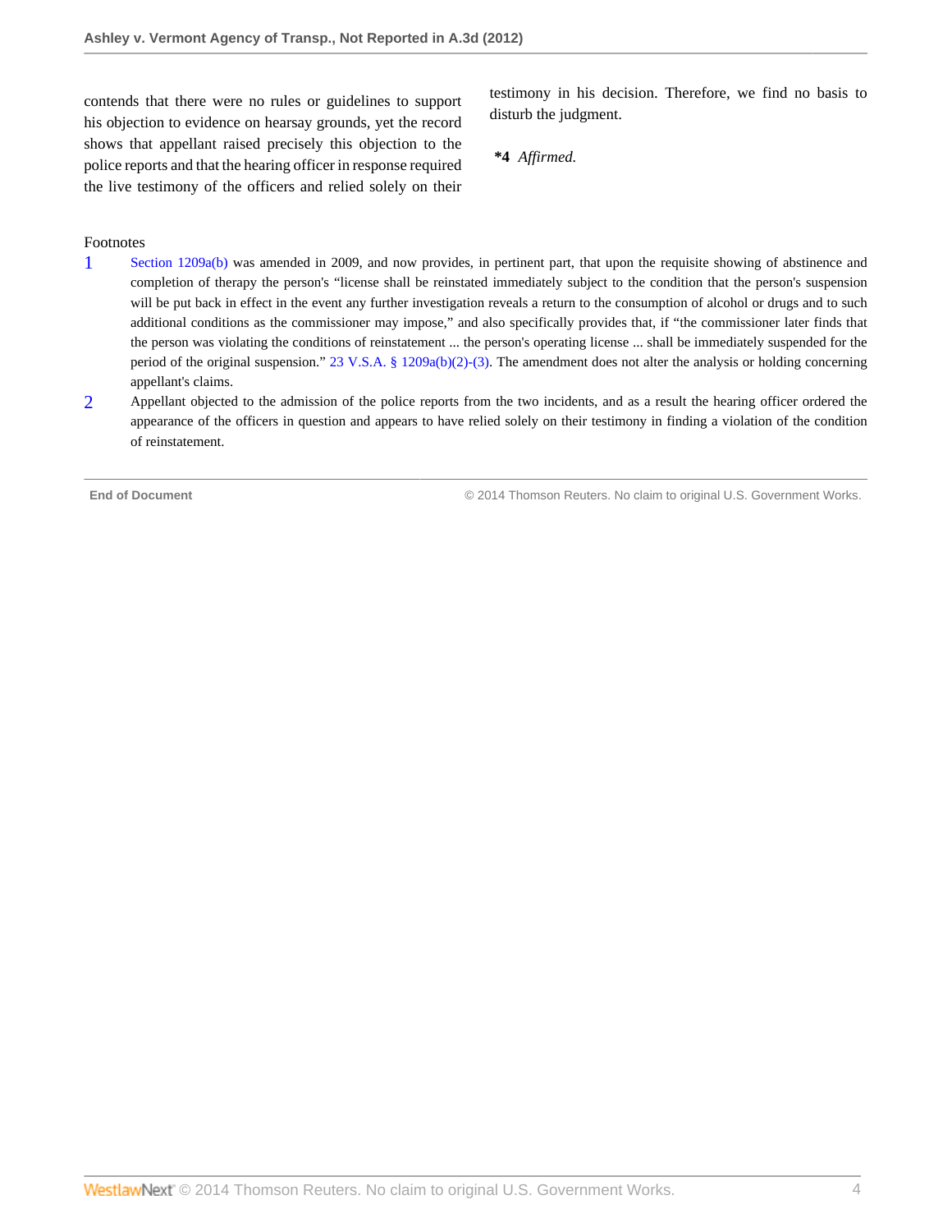contends that there were no rules or guidelines to support his objection to evidence on hearsay grounds, yet the record shows that appellant raised precisely this objection to the police reports and that the hearing officer in response required the live testimony of the officers and relied solely on their testimony in his decision. Therefore, we find no basis to disturb the judgment.

**\*4** *Affirmed.*

Footnotes

1. Section 1209a(b) was amended in 2009, and now provides, in pertinent part, that upon the requisite showing of abstinence and completion of therapy the person's "license shall be reinstated immediately subject to the condition that the person's suspension will be put back in effect in the event any further investigation reveals a return to the consumption of alcohol or drugs and to such additional conditions as the commissioner may impose," and also specifically provides that, if "the commissioner later finds that the person was violating the conditions of reinstatement ... the person's operating license ... shall be immediately suspended for the period of the original suspension." 23 V.S.A. § 1209a(b)(2)-(3). The amendment does not alter the analysis or holding concerning appellant's claims.
2. Appellant objected to the admission of the police reports from the two incidents, and as a result the hearing officer ordered the appearance of the officers in question and appears to have relied solely on their testimony in finding a violation of the condition of reinstatement.

End of Document © 2014 Thomson Reuters. No claim to original U.S. Government Works.